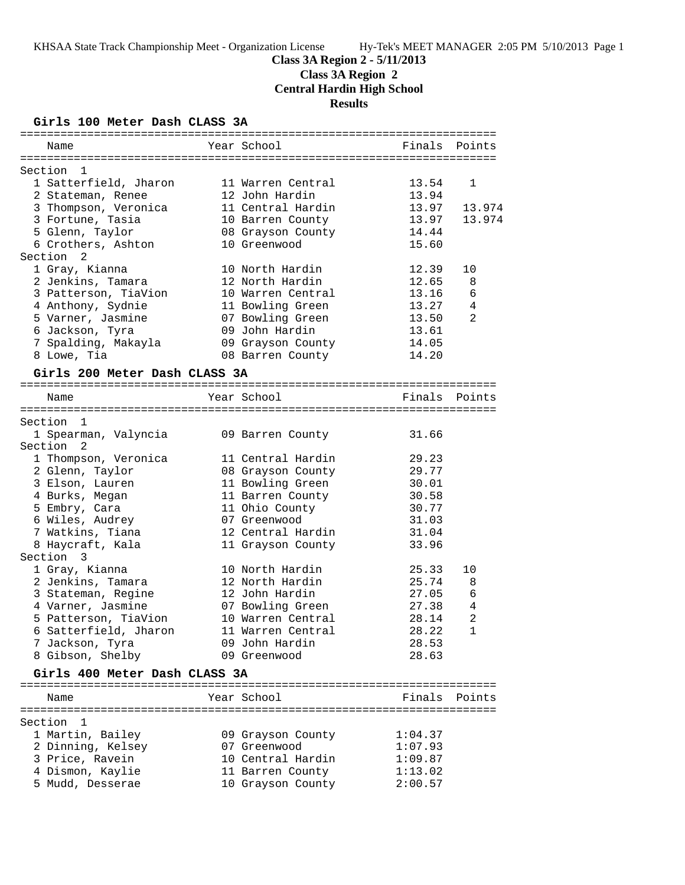KHSAA State Track Championship Meet - Organization License Hy-Tek's MEET MANAGER 2:05 PM 5/10/2013 Page 1

# Class 3A Region 2 - 5/11/2013

## Class 3A Region 2

## Central Hardin High School

## Results

### Girls 100 Meter Dash CLASS 3A

| | Name | Year | School | Finals | Points |
|---|---|---|---|---|---|
| **Section 1** | | | | | |
| 1 | Satterfield, Jharon | 11 | Warren Central | 13.54 | 1 |
| 2 | Stateman, Renee | 12 | John Hardin | 13.94 | |
| 3 | Thompson, Veronica | 11 | Central Hardin | 13.97 | 13.974 |
| 3 | Fortune, Tasia | 10 | Barren County | 13.97 | 13.974 |
| 5 | Glenn, Taylor | 08 | Grayson County | 14.44 | |
| 6 | Crothers, Ashton | 10 | Greenwood | 15.60 | |
| **Section 2** | | | | | |
| 1 | Gray, Kianna | 10 | North Hardin | 12.39 | 10 |
| 2 | Jenkins, Tamara | 12 | North Hardin | 12.65 | 8 |
| 3 | Patterson, TiaVion | 10 | Warren Central | 13.16 | 6 |
| 4 | Anthony, Sydnie | 11 | Bowling Green | 13.27 | 4 |
| 5 | Varner, Jasmine | 07 | Bowling Green | 13.50 | 2 |
| 6 | Jackson, Tyra | 09 | John Hardin | 13.61 | |
| 7 | Spalding, Makayla | 09 | Grayson County | 14.05 | |
| 8 | Lowe, Tia | 08 | Barren County | 14.20 | |

### Girls 200 Meter Dash CLASS 3A

| | Name | Year | School | Finals | Points |
|---|---|---|---|---|---|
| **Section 1** | | | | | |
| 1 | Spearman, Valyncia | 09 | Barren County | 31.66 | |
| **Section 2** | | | | | |
| 1 | Thompson, Veronica | 11 | Central Hardin | 29.23 | |
| 2 | Glenn, Taylor | 08 | Grayson County | 29.77 | |
| 3 | Elson, Lauren | 11 | Bowling Green | 30.01 | |
| 4 | Burks, Megan | 11 | Barren County | 30.58 | |
| 5 | Embry, Cara | 11 | Ohio County | 30.77 | |
| 6 | Wiles, Audrey | 07 | Greenwood | 31.03 | |
| 7 | Watkins, Tiana | 12 | Central Hardin | 31.04 | |
| 8 | Haycraft, Kala | 11 | Grayson County | 33.96 | |
| **Section 3** | | | | | |
| 1 | Gray, Kianna | 10 | North Hardin | 25.33 | 10 |
| 2 | Jenkins, Tamara | 12 | North Hardin | 25.74 | 8 |
| 3 | Stateman, Regine | 12 | John Hardin | 27.05 | 6 |
| 4 | Varner, Jasmine | 07 | Bowling Green | 27.38 | 4 |
| 5 | Patterson, TiaVion | 10 | Warren Central | 28.14 | 2 |
| 6 | Satterfield, Jharon | 11 | Warren Central | 28.22 | 1 |
| 7 | Jackson, Tyra | 09 | John Hardin | 28.53 | |
| 8 | Gibson, Shelby | 09 | Greenwood | 28.63 | |

### Girls 400 Meter Dash CLASS 3A

| | Name | Year | School | Finals | Points |
|---|---|---|---|---|---|
| **Section 1** | | | | | |
| 1 | Martin, Bailey | 09 | Grayson County | 1:04.37 | |
| 2 | Dinning, Kelsey | 07 | Greenwood | 1:07.93 | |
| 3 | Price, Ravein | 10 | Central Hardin | 1:09.87 | |
| 4 | Dismon, Kaylie | 11 | Barren County | 1:13.02 | |
| 5 | Mudd, Desserae | 10 | Grayson County | 2:00.57 | |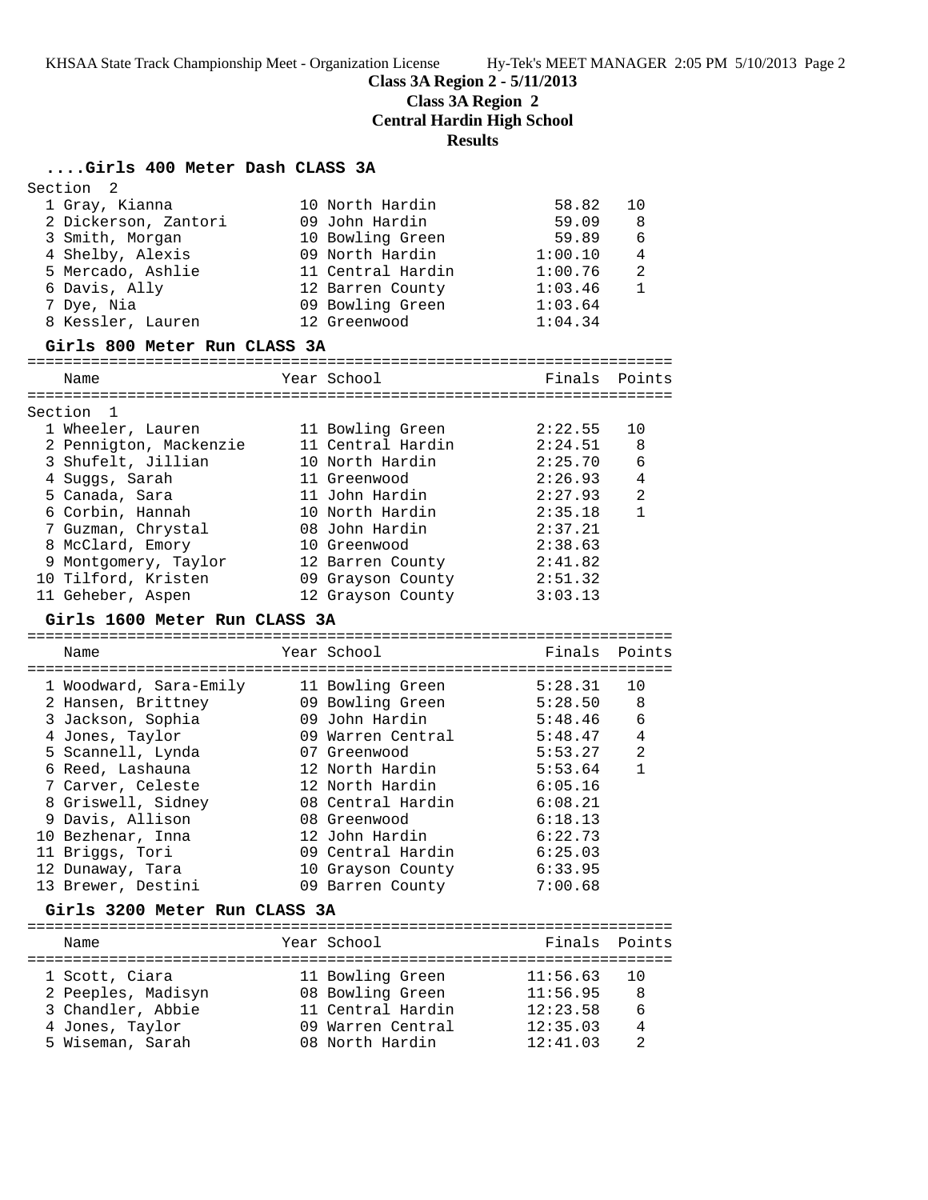**Class 3A Region 2 - 5/11/2013**
**Class 3A Region 2**
**Central Hardin High School**
**Results**

### ....Girls 400 Meter Dash CLASS 3A

Section 2

| | Name | Year | School | Finals | Points |
|---|---|---|---|---|---|
| 1 | Gray, Kianna | 10 | North Hardin | 58.82 | 10 |
| 2 | Dickerson, Zantori | 09 | John Hardin | 59.09 | 8 |
| 3 | Smith, Morgan | 10 | Bowling Green | 59.89 | 6 |
| 4 | Shelby, Alexis | 09 | North Hardin | 1:00.10 | 4 |
| 5 | Mercado, Ashlie | 11 | Central Hardin | 1:00.76 | 2 |
| 6 | Davis, Ally | 12 | Barren County | 1:03.46 | 1 |
| 7 | Dye, Nia | 09 | Bowling Green | 1:03.64 | |
| 8 | Kessler, Lauren | 12 | Greenwood | 1:04.34 | |

### Girls 800 Meter Run CLASS 3A

Section 1

| | Name | Year | School | Finals | Points |
|---|---|---|---|---|---|
| 1 | Wheeler, Lauren | 11 | Bowling Green | 2:22.55 | 10 |
| 2 | Pennigton, Mackenzie | 11 | Central Hardin | 2:24.51 | 8 |
| 3 | Shufelt, Jillian | 10 | North Hardin | 2:25.70 | 6 |
| 4 | Suggs, Sarah | 11 | Greenwood | 2:26.93 | 4 |
| 5 | Canada, Sara | 11 | John Hardin | 2:27.93 | 2 |
| 6 | Corbin, Hannah | 10 | North Hardin | 2:35.18 | 1 |
| 7 | Guzman, Chrystal | 08 | John Hardin | 2:37.21 | |
| 8 | McClard, Emory | 10 | Greenwood | 2:38.63 | |
| 9 | Montgomery, Taylor | 12 | Barren County | 2:41.82 | |
| 10 | Tilford, Kristen | 09 | Grayson County | 2:51.32 | |
| 11 | Geheber, Aspen | 12 | Grayson County | 3:03.13 | |

### Girls 1600 Meter Run CLASS 3A

| | Name | Year | School | Finals | Points |
|---|---|---|---|---|---|
| 1 | Woodward, Sara-Emily | 11 | Bowling Green | 5:28.31 | 10 |
| 2 | Hansen, Brittney | 09 | Bowling Green | 5:28.50 | 8 |
| 3 | Jackson, Sophia | 09 | John Hardin | 5:48.46 | 6 |
| 4 | Jones, Taylor | 09 | Warren Central | 5:48.47 | 4 |
| 5 | Scannell, Lynda | 07 | Greenwood | 5:53.27 | 2 |
| 6 | Reed, Lashauna | 12 | North Hardin | 5:53.64 | 1 |
| 7 | Carver, Celeste | 12 | North Hardin | 6:05.16 | |
| 8 | Griswell, Sidney | 08 | Central Hardin | 6:08.21 | |
| 9 | Davis, Allison | 08 | Greenwood | 6:18.13 | |
| 10 | Bezhenar, Inna | 12 | John Hardin | 6:22.73 | |
| 11 | Briggs, Tori | 09 | Central Hardin | 6:25.03 | |
| 12 | Dunaway, Tara | 10 | Grayson County | 6:33.95 | |
| 13 | Brewer, Destini | 09 | Barren County | 7:00.68 | |

### Girls 3200 Meter Run CLASS 3A

| | Name | Year | School | Finals | Points |
|---|---|---|---|---|---|
| 1 | Scott, Ciara | 11 | Bowling Green | 11:56.63 | 10 |
| 2 | Peeples, Madisyn | 08 | Bowling Green | 11:56.95 | 8 |
| 3 | Chandler, Abbie | 11 | Central Hardin | 12:23.58 | 6 |
| 4 | Jones, Taylor | 09 | Warren Central | 12:35.03 | 4 |
| 5 | Wiseman, Sarah | 08 | North Hardin | 12:41.03 | 2 |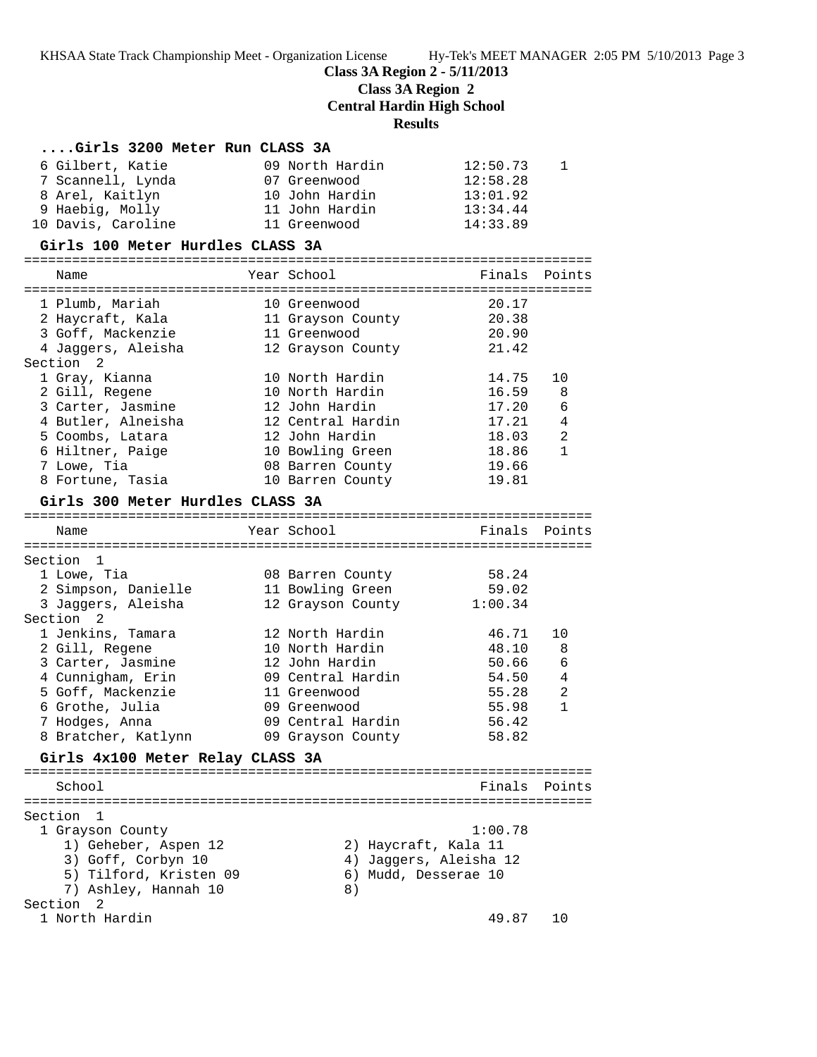**Class 3A Region 2 - 5/11/2013**
**Class 3A Region 2**
**Central Hardin High School**
**Results**

### ....Girls 3200 Meter Run CLASS 3A

| Place | Name | Year | School | Finals | Points |
|---|---|---|---|---|---|
| 6 | Gilbert, Katie | 09 | North Hardin | 12:50.73 | 1 |
| 7 | Scannell, Lynda | 07 | Greenwood | 12:58.28 | |
| 8 | Arel, Kaitlyn | 10 | John Hardin | 13:01.92 | |
| 9 | Haebig, Molly | 11 | John Hardin | 13:34.44 | |
| 10 | Davis, Caroline | 11 | Greenwood | 14:33.89 | |

### Girls 100 Meter Hurdles CLASS 3A

| Place | Name | Year | School | Finals | Points |
|---|---|---|---|---|---|
| 1 | Plumb, Mariah | 10 | Greenwood | 20.17 | |
| 2 | Haycraft, Kala | 11 | Grayson County | 20.38 | |
| 3 | Goff, Mackenzie | 11 | Greenwood | 20.90 | |
| 4 | Jaggers, Aleisha | 12 | Grayson County | 21.42 | |
| **Section 2** | | | | | |
| 1 | Gray, Kianna | 10 | North Hardin | 14.75 | 10 |
| 2 | Gill, Regene | 10 | North Hardin | 16.59 | 8 |
| 3 | Carter, Jasmine | 12 | John Hardin | 17.20 | 6 |
| 4 | Butler, Alneisha | 12 | Central Hardin | 17.21 | 4 |
| 5 | Coombs, Latara | 12 | John Hardin | 18.03 | 2 |
| 6 | Hiltner, Paige | 10 | Bowling Green | 18.86 | 1 |
| 7 | Lowe, Tia | 08 | Barren County | 19.66 | |
| 8 | Fortune, Tasia | 10 | Barren County | 19.81 | |

### Girls 300 Meter Hurdles CLASS 3A

| Place | Name | Year | School | Finals | Points |
|---|---|---|---|---|---|
| **Section 1** | | | | | |
| 1 | Lowe, Tia | 08 | Barren County | 58.24 | |
| 2 | Simpson, Danielle | 11 | Bowling Green | 59.02 | |
| 3 | Jaggers, Aleisha | 12 | Grayson County | 1:00.34 | |
| **Section 2** | | | | | |
| 1 | Jenkins, Tamara | 12 | North Hardin | 46.71 | 10 |
| 2 | Gill, Regene | 10 | North Hardin | 48.10 | 8 |
| 3 | Carter, Jasmine | 12 | John Hardin | 50.66 | 6 |
| 4 | Cunnigham, Erin | 09 | Central Hardin | 54.50 | 4 |
| 5 | Goff, Mackenzie | 11 | Greenwood | 55.28 | 2 |
| 6 | Grothe, Julia | 09 | Greenwood | 55.98 | 1 |
| 7 | Hodges, Anna | 09 | Central Hardin | 56.42 | |
| 8 | Bratcher, Katlynn | 09 | Grayson County | 58.82 | |

### Girls 4x100 Meter Relay CLASS 3A

| Place | School | Finals | Points |
|---|---|---|---|
| **Section 1** | | | |
| 1 | Grayson County | 1:00.78 | |
| | 1) Geheber, Aspen 12; 2) Haycraft, Kala 11; 3) Goff, Corbyn 10; 4) Jaggers, Aleisha 12; 5) Tilford, Kristen 09; 6) Mudd, Desserae 10; 7) Ashley, Hannah 10; 8) | | |
| **Section 2** | | | |
| 1 | North Hardin | 49.87 | 10 |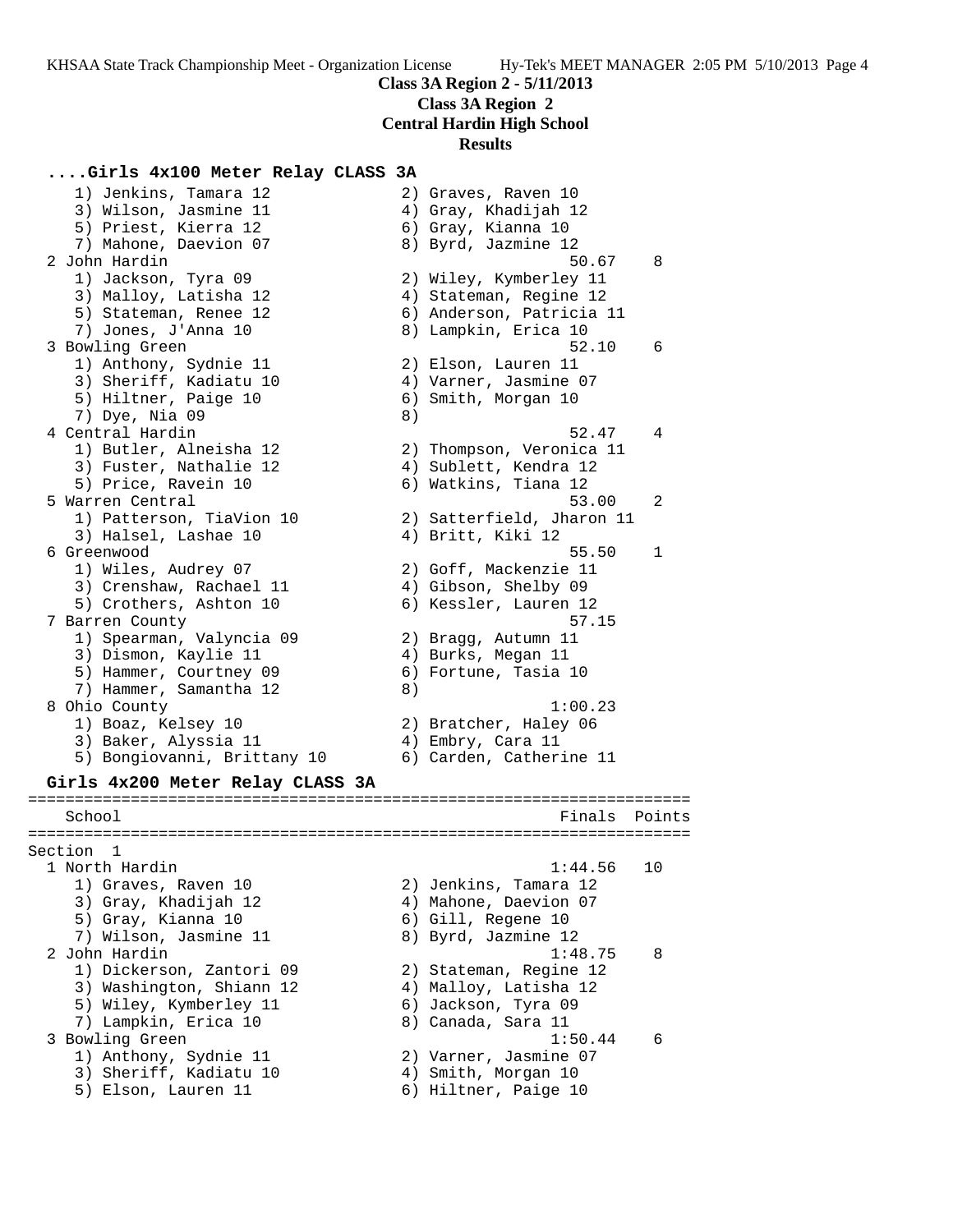**Class 3A Region 2 - 5/11/2013**

**Class 3A Region 2**

**Central Hardin High School**

**Results**

```
....Girls 4x100 Meter Relay CLASS 3A
    1) Jenkins, Tamara 12              2) Graves, Raven 10
    3) Wilson, Jasmine 11              4) Gray, Khadijah 12
    5) Priest, Kierra 12               6) Gray, Kianna 10
    7) Mahone, Daevion 07              8) Byrd, Jazmine 12
  2 John Hardin                                    50.67    8
    1) Jackson, Tyra 09                2) Wiley, Kymberley 11
    3) Malloy, Latisha 12              4) Stateman, Regine 12
    5) Stateman, Renee 12              6) Anderson, Patricia 11
    7) Jones, J'Anna 10                8) Lampkin, Erica 10
  3 Bowling Green                                  52.10    6
    1) Anthony, Sydnie 11              2) Elson, Lauren 11
    3) Sheriff, Kadiatu 10             4) Varner, Jasmine 07
    5) Hiltner, Paige 10               6) Smith, Morgan 10
    7) Dye, Nia 09                     8)
  4 Central Hardin                                 52.47    4
    1) Butler, Alneisha 12             2) Thompson, Veronica 11
    3) Fuster, Nathalie 12             4) Sublett, Kendra 12
    5) Price, Ravein 10                6) Watkins, Tiana 12
  5 Warren Central                                 53.00    2
    1) Patterson, TiaVion 10           2) Satterfield, Jharon 11
    3) Halsel, Lashae 10               4) Britt, Kiki 12
  6 Greenwood                                      55.50    1
    1) Wiles, Audrey 07                2) Goff, Mackenzie 11
    3) Crenshaw, Rachael 11            4) Gibson, Shelby 09
    5) Crothers, Ashton 10             6) Kessler, Lauren 12
  7 Barren County                                  57.15
    1) Spearman, Valyncia 09           2) Bragg, Autumn 11
    3) Dismon, Kaylie 11               4) Burks, Megan 11
    5) Hammer, Courtney 09             6) Fortune, Tasia 10
    7) Hammer, Samantha 12             8)
  8 Ohio County                                  1:00.23
    1) Boaz, Kelsey 10                 2) Bratcher, Haley 06
    3) Baker, Alyssia 11               4) Embry, Cara 11
    5) Bongiovanni, Brittany 10        6) Carden, Catherine 11

Girls 4x200 Meter Relay CLASS 3A
=======================================================================
    School                                            Finals  Points
=======================================================================
Section  1
  1 North Hardin                                 1:44.56   10
    1) Graves, Raven 10                2) Jenkins, Tamara 12
    3) Gray, Khadijah 12               4) Mahone, Daevion 07
    5) Gray, Kianna 10                 6) Gill, Regene 10
    7) Wilson, Jasmine 11              8) Byrd, Jazmine 12
  2 John Hardin                                  1:48.75    8
    1) Dickerson, Zantori 09           2) Stateman, Regine 12
    3) Washington, Shiann 12           4) Malloy, Latisha 12
    5) Wiley, Kymberley 11             6) Jackson, Tyra 09
    7) Lampkin, Erica 10               8) Canada, Sara 11
  3 Bowling Green                                1:50.44    6
    1) Anthony, Sydnie 11              2) Varner, Jasmine 07
    3) Sheriff, Kadiatu 10             4) Smith, Morgan 10
    5) Elson, Lauren 11                6) Hiltner, Paige 10
```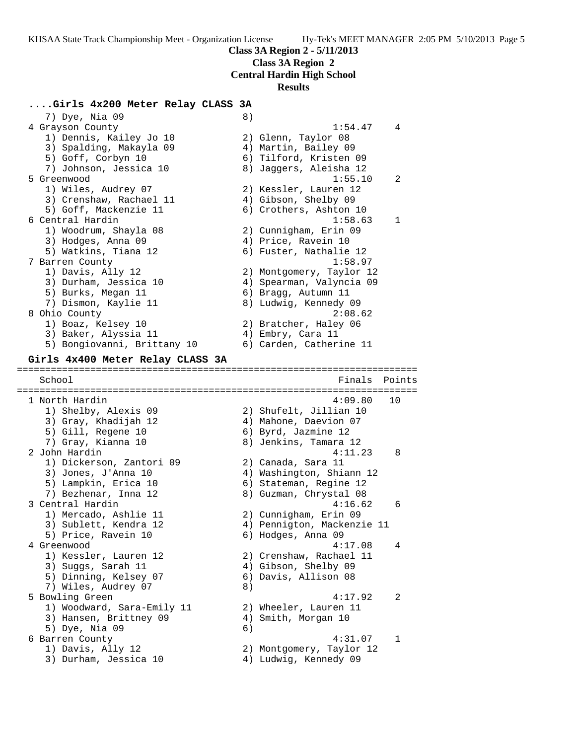**Class 3A Region 2 - 5/11/2013**
**Class 3A Region 2**
**Central Hardin High School**
**Results**

### ....Girls 4x200 Meter Relay CLASS 3A

```
   7) Dye, Nia 09                     8)
 4 Grayson County                                     1:54.47    4
   1) Dennis, Kailey Jo 10            2) Glenn, Taylor 08
   3) Spalding, Makayla 09            4) Martin, Bailey 09
   5) Goff, Corbyn 10                 6) Tilford, Kristen 09
   7) Johnson, Jessica 10             8) Jaggers, Aleisha 12
 5 Greenwood                                          1:55.10    2
   1) Wiles, Audrey 07                2) Kessler, Lauren 12
   3) Crenshaw, Rachael 11            4) Gibson, Shelby 09
   5) Goff, Mackenzie 11              6) Crothers, Ashton 10
 6 Central Hardin                                     1:58.63    1
   1) Woodrum, Shayla 08              2) Cunnigham, Erin 09
   3) Hodges, Anna 09                 4) Price, Ravein 10
   5) Watkins, Tiana 12               6) Fuster, Nathalie 12
 7 Barren County                                      1:58.97
   1) Davis, Ally 12                  2) Montgomery, Taylor 12
   3) Durham, Jessica 10              4) Spearman, Valyncia 09
   5) Burks, Megan 11                 6) Bragg, Autumn 11
   7) Dismon, Kaylie 11               8) Ludwig, Kennedy 09
 8 Ohio County                                        2:08.62
   1) Boaz, Kelsey 10                 2) Bratcher, Haley 06
   3) Baker, Alyssia 11               4) Embry, Cara 11
   5) Bongiovanni, Brittany 10        6) Carden, Catherine 11
```

### Girls 4x400 Meter Relay CLASS 3A

```
===================================================================
    School                                            Finals  Points
===================================================================
 1 North Hardin                                       4:09.80   10
   1) Shelby, Alexis 09               2) Shufelt, Jillian 10
   3) Gray, Khadijah 12               4) Mahone, Daevion 07
   5) Gill, Regene 10                 6) Byrd, Jazmine 12
   7) Gray, Kianna 10                 8) Jenkins, Tamara 12
 2 John Hardin                                        4:11.23    8
   1) Dickerson, Zantori 09           2) Canada, Sara 11
   3) Jones, J'Anna 10                4) Washington, Shiann 12
   5) Lampkin, Erica 10               6) Stateman, Regine 12
   7) Bezhenar, Inna 12               8) Guzman, Chrystal 08
 3 Central Hardin                                     4:16.62    6
   1) Mercado, Ashlie 11              2) Cunnigham, Erin 09
   3) Sublett, Kendra 12              4) Pennigton, Mackenzie 11
   5) Price, Ravein 10                6) Hodges, Anna 09
 4 Greenwood                                          4:17.08    4
   1) Kessler, Lauren 12              2) Crenshaw, Rachael 11
   3) Suggs, Sarah 11                 4) Gibson, Shelby 09
   5) Dinning, Kelsey 07              6) Davis, Allison 08
   7) Wiles, Audrey 07                8)
 5 Bowling Green                                      4:17.92    2
   1) Woodward, Sara-Emily 11         2) Wheeler, Lauren 11
   3) Hansen, Brittney 09             4) Smith, Morgan 10
   5) Dye, Nia 09                     6)
 6 Barren County                                      4:31.07    1
   1) Davis, Ally 12                  2) Montgomery, Taylor 12
   3) Durham, Jessica 10              4) Ludwig, Kennedy 09
```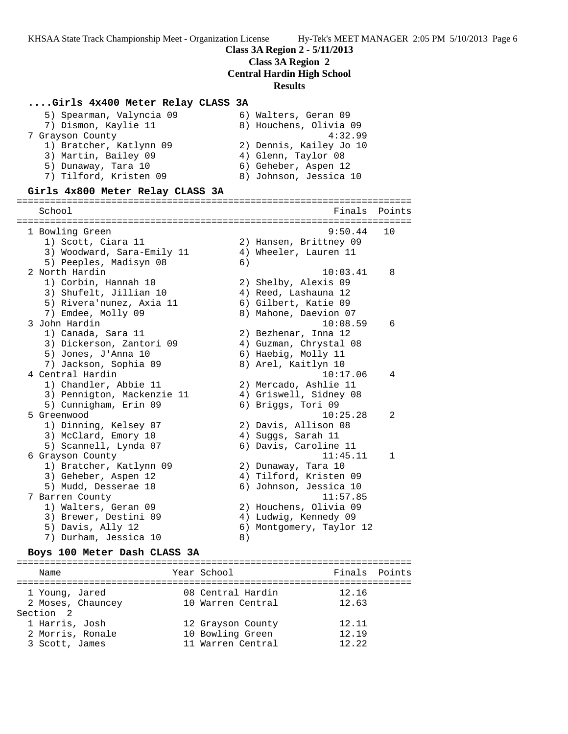**Class 3A Region 2 - 5/11/2013**
**Class 3A Region 2**
**Central Hardin High School**
**Results**

### ....Girls 4x400 Meter Relay CLASS 3A

```
   5) Spearman, Valyncia 09          6) Walters, Geran 09
   7) Dismon, Kaylie 11              8) Houchens, Olivia 09
 7 Grayson County                                4:32.99
   1) Bratcher, Katlynn 09           2) Dennis, Kailey Jo 10
   3) Martin, Bailey 09              4) Glenn, Taylor 08
   5) Dunaway, Tara 10               6) Geheber, Aspen 12
   7) Tilford, Kristen 09            8) Johnson, Jessica 10
```

### Girls 4x800 Meter Relay CLASS 3A

```
=====================================================================
   School                                            Finals  Points
=====================================================================
 1 Bowling Green                                    9:50.44   10
   1) Scott, Ciara 11                2) Hansen, Brittney 09
   3) Woodward, Sara-Emily 11        4) Wheeler, Lauren 11
   5) Peeples, Madisyn 08            6)
 2 North Hardin                                    10:03.41    8
   1) Corbin, Hannah 10              2) Shelby, Alexis 09
   3) Shufelt, Jillian 10            4) Reed, Lashauna 12
   5) Rivera'nunez, Axia 11          6) Gilbert, Katie 09
   7) Emdee, Molly 09                8) Mahone, Daevion 07
 3 John Hardin                                     10:08.59    6
   1) Canada, Sara 11                2) Bezhenar, Inna 12
   3) Dickerson, Zantori 09          4) Guzman, Chrystal 08
   5) Jones, J'Anna 10               6) Haebig, Molly 11
   7) Jackson, Sophia 09             8) Arel, Kaitlyn 10
 4 Central Hardin                                  10:17.06    4
   1) Chandler, Abbie 11             2) Mercado, Ashlie 11
   3) Pennington, Mackenzie 11       4) Griswell, Sidney 08
   5) Cunnigham, Erin 09             6) Briggs, Tori 09
 5 Greenwood                                       10:25.28    2
   1) Dinning, Kelsey 07             2) Davis, Allison 08
   3) McClard, Emory 10              4) Suggs, Sarah 11
   5) Scannell, Lynda 07             6) Davis, Caroline 11
 6 Grayson County                                  11:45.11    1
   1) Bratcher, Katlynn 09           2) Dunaway, Tara 10
   3) Geheber, Aspen 12              4) Tilford, Kristen 09
   5) Mudd, Desserae 10              6) Johnson, Jessica 10
 7 Barren County                                   11:57.85
   1) Walters, Geran 09              2) Houchens, Olivia 09
   3) Brewer, Destini 09             4) Ludwig, Kennedy 09
   5) Davis, Ally 12                 6) Montgomery, Taylor 12
   7) Durham, Jessica 10             8)
```

### Boys 100 Meter Dash CLASS 3A

```
=====================================================================
   Name                    Year School                Finals  Points
=====================================================================
  1 Young, Jared            08 Central Hardin          12.16
  2 Moses, Chauncey         10 Warren Central          12.63
Section  2
  1 Harris, Josh            12 Grayson County          12.11
  2 Morris, Ronale          10 Bowling Green           12.19
  3 Scott, James            11 Warren Central          12.22
```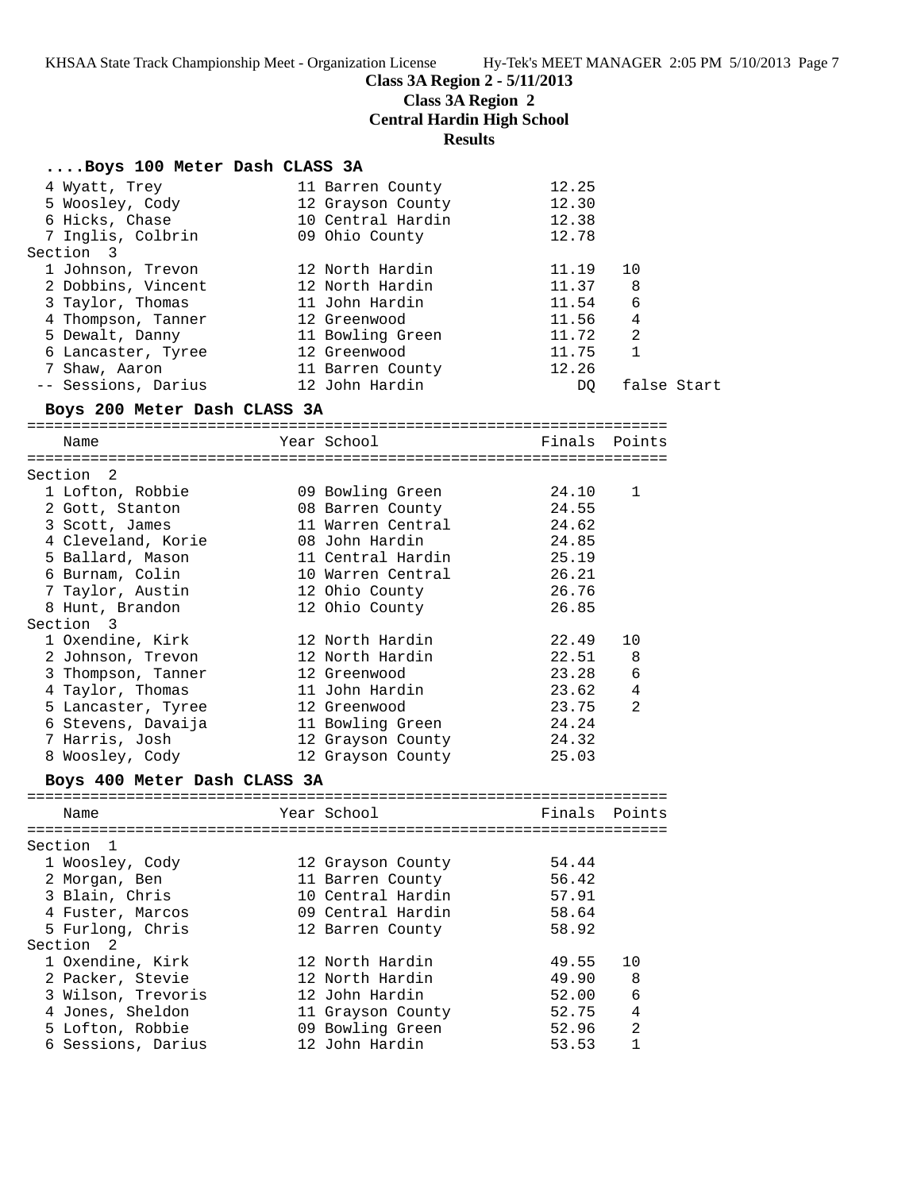**Class 3A Region 2 - 5/11/2013**
**Class 3A Region 2**
**Central Hardin High School**
**Results**

### ....Boys 100 Meter Dash CLASS 3A

| Name | Year | School | Finals | Points |
|---|---|---|---|---|
| 4 Wyatt, Trey | 11 | Barren County | 12.25 | |
| 5 Woosley, Cody | 12 | Grayson County | 12.30 | |
| 6 Hicks, Chase | 10 | Central Hardin | 12.38 | |
| 7 Inglis, Colbrin | 09 | Ohio County | 12.78 | |
| **Section 3** | | | | |
| 1 Johnson, Trevon | 12 | North Hardin | 11.19 | 10 |
| 2 Dobbins, Vincent | 12 | North Hardin | 11.37 | 8 |
| 3 Taylor, Thomas | 11 | John Hardin | 11.54 | 6 |
| 4 Thompson, Tanner | 12 | Greenwood | 11.56 | 4 |
| 5 Dewalt, Danny | 11 | Bowling Green | 11.72 | 2 |
| 6 Lancaster, Tyree | 12 | Greenwood | 11.75 | 1 |
| 7 Shaw, Aaron | 11 | Barren County | 12.26 | |
| -- Sessions, Darius | 12 | John Hardin | DQ | false Start |

### Boys 200 Meter Dash CLASS 3A

| Name | Year | School | Finals | Points |
|---|---|---|---|---|
| **Section 2** | | | | |
| 1 Lofton, Robbie | 09 | Bowling Green | 24.10 | 1 |
| 2 Gott, Stanton | 08 | Barren County | 24.55 | |
| 3 Scott, James | 11 | Warren Central | 24.62 | |
| 4 Cleveland, Korie | 08 | John Hardin | 24.85 | |
| 5 Ballard, Mason | 11 | Central Hardin | 25.19 | |
| 6 Burnam, Colin | 10 | Warren Central | 26.21 | |
| 7 Taylor, Austin | 12 | Ohio County | 26.76 | |
| 8 Hunt, Brandon | 12 | Ohio County | 26.85 | |
| **Section 3** | | | | |
| 1 Oxendine, Kirk | 12 | North Hardin | 22.49 | 10 |
| 2 Johnson, Trevon | 12 | North Hardin | 22.51 | 8 |
| 3 Thompson, Tanner | 12 | Greenwood | 23.28 | 6 |
| 4 Taylor, Thomas | 11 | John Hardin | 23.62 | 4 |
| 5 Lancaster, Tyree | 12 | Greenwood | 23.75 | 2 |
| 6 Stevens, Davaija | 11 | Bowling Green | 24.24 | |
| 7 Harris, Josh | 12 | Grayson County | 24.32 | |
| 8 Woosley, Cody | 12 | Grayson County | 25.03 | |

### Boys 400 Meter Dash CLASS 3A

| Name | Year | School | Finals | Points |
|---|---|---|---|---|
| **Section 1** | | | | |
| 1 Woosley, Cody | 12 | Grayson County | 54.44 | |
| 2 Morgan, Ben | 11 | Barren County | 56.42 | |
| 3 Blain, Chris | 10 | Central Hardin | 57.91 | |
| 4 Fuster, Marcos | 09 | Central Hardin | 58.64 | |
| 5 Furlong, Chris | 12 | Barren County | 58.92 | |
| **Section 2** | | | | |
| 1 Oxendine, Kirk | 12 | North Hardin | 49.55 | 10 |
| 2 Packer, Stevie | 12 | North Hardin | 49.90 | 8 |
| 3 Wilson, Trevoris | 12 | John Hardin | 52.00 | 6 |
| 4 Jones, Sheldon | 11 | Grayson County | 52.75 | 4 |
| 5 Lofton, Robbie | 09 | Bowling Green | 52.96 | 2 |
| 6 Sessions, Darius | 12 | John Hardin | 53.53 | 1 |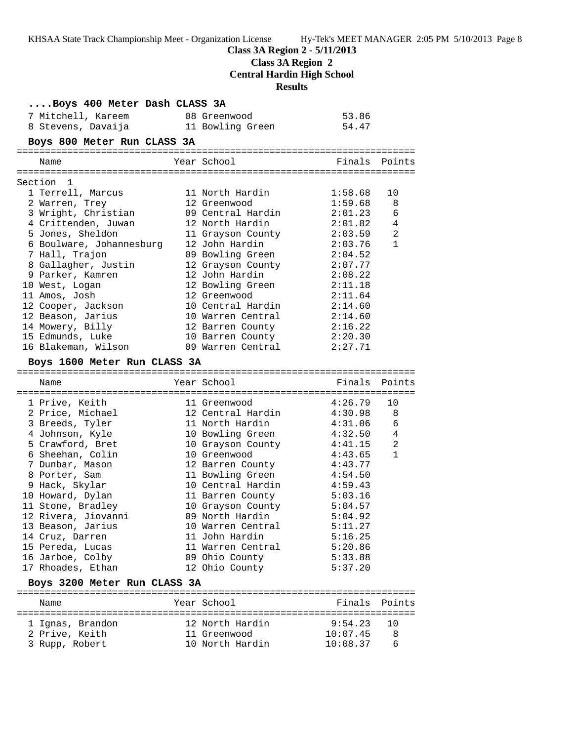### Class 3A Region 2 - 5/11/2013
### Class 3A Region 2
### Central Hardin High School
### Results

#### ....Boys 400 Meter Dash CLASS 3A

| Place | Name | Year | School | Finals |
|---|---|---|---|---|
| 7 | Mitchell, Kareem | 08 | Greenwood | 53.86 |
| 8 | Stevens, Davaija | 11 | Bowling Green | 54.47 |

#### Boys 800 Meter Run CLASS 3A

Section 1

| Place | Name | Year | School | Finals | Points |
|---|---|---|---|---|---|
| 1 | Terrell, Marcus | 11 | North Hardin | 1:58.68 | 10 |
| 2 | Warren, Trey | 12 | Greenwood | 1:59.68 | 8 |
| 3 | Wright, Christian | 09 | Central Hardin | 2:01.23 | 6 |
| 4 | Crittenden, Juwan | 12 | North Hardin | 2:01.82 | 4 |
| 5 | Jones, Sheldon | 11 | Grayson County | 2:03.59 | 2 |
| 6 | Boulware, Johannesburg | 12 | John Hardin | 2:03.76 | 1 |
| 7 | Hall, Trajon | 09 | Bowling Green | 2:04.52 | |
| 8 | Gallagher, Justin | 12 | Grayson County | 2:07.77 | |
| 9 | Parker, Kamren | 12 | John Hardin | 2:08.22 | |
| 10 | West, Logan | 12 | Bowling Green | 2:11.18 | |
| 11 | Amos, Josh | 12 | Greenwood | 2:11.64 | |
| 12 | Cooper, Jackson | 10 | Central Hardin | 2:14.60 | |
| 12 | Beason, Jarius | 10 | Warren Central | 2:14.60 | |
| 14 | Mowery, Billy | 12 | Barren County | 2:16.22 | |
| 15 | Edmunds, Luke | 10 | Barren County | 2:20.30 | |
| 16 | Blakeman, Wilson | 09 | Warren Central | 2:27.71 | |

#### Boys 1600 Meter Run CLASS 3A

| Place | Name | Year | School | Finals | Points |
|---|---|---|---|---|---|
| 1 | Prive, Keith | 11 | Greenwood | 4:26.79 | 10 |
| 2 | Price, Michael | 12 | Central Hardin | 4:30.98 | 8 |
| 3 | Breeds, Tyler | 11 | North Hardin | 4:31.06 | 6 |
| 4 | Johnson, Kyle | 10 | Bowling Green | 4:32.50 | 4 |
| 5 | Crawford, Bret | 10 | Grayson County | 4:41.15 | 2 |
| 6 | Sheehan, Colin | 10 | Greenwood | 4:43.65 | 1 |
| 7 | Dunbar, Mason | 12 | Barren County | 4:43.77 | |
| 8 | Porter, Sam | 11 | Bowling Green | 4:54.50 | |
| 9 | Hack, Skylar | 10 | Central Hardin | 4:59.43 | |
| 10 | Howard, Dylan | 11 | Barren County | 5:03.16 | |
| 11 | Stone, Bradley | 10 | Grayson County | 5:04.57 | |
| 12 | Rivera, Jiovanni | 09 | North Hardin | 5:04.92 | |
| 13 | Beason, Jarius | 10 | Warren Central | 5:11.27 | |
| 14 | Cruz, Darren | 11 | John Hardin | 5:16.25 | |
| 15 | Pereda, Lucas | 11 | Warren Central | 5:20.86 | |
| 16 | Jarboe, Colby | 09 | Ohio County | 5:33.88 | |
| 17 | Rhoades, Ethan | 12 | Ohio County | 5:37.20 | |

#### Boys 3200 Meter Run CLASS 3A

| Place | Name | Year | School | Finals | Points |
|---|---|---|---|---|---|
| 1 | Ignas, Brandon | 12 | North Hardin | 9:54.23 | 10 |
| 2 | Prive, Keith | 11 | Greenwood | 10:07.45 | 8 |
| 3 | Rupp, Robert | 10 | North Hardin | 10:08.37 | 6 |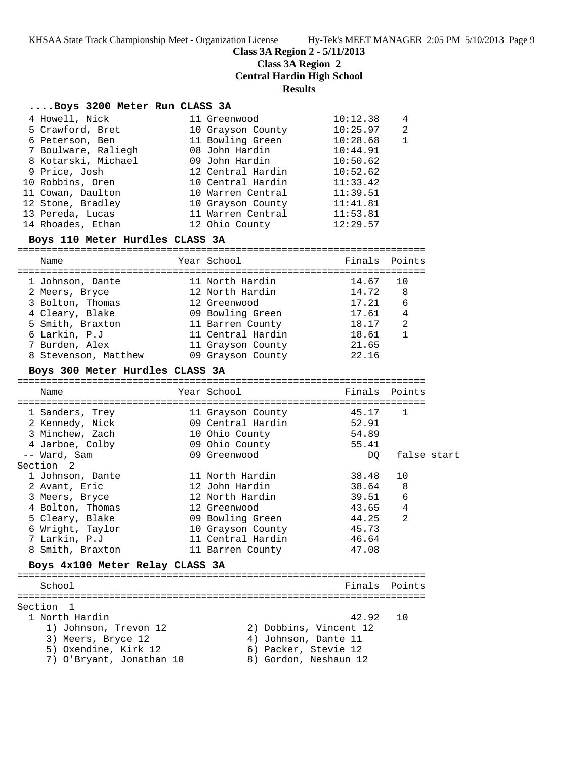## Class 3A Region 2 - 5/11/2013

### Class 3A Region 2

### Central Hardin High School

### Results

#### ....Boys 3200 Meter Run CLASS 3A

| Place | Name | Year | School | Finals | Points |
|---|---|---|---|---|---|
| 4 | Howell, Nick | 11 | Greenwood | 10:12.38 | 4 |
| 5 | Crawford, Bret | 10 | Grayson County | 10:25.97 | 2 |
| 6 | Peterson, Ben | 11 | Bowling Green | 10:28.68 | 1 |
| 7 | Boulware, Raliegh | 08 | John Hardin | 10:44.91 | |
| 8 | Kotarski, Michael | 09 | John Hardin | 10:50.62 | |
| 9 | Price, Josh | 12 | Central Hardin | 10:52.62 | |
| 10 | Robbins, Oren | 10 | Central Hardin | 11:33.42 | |
| 11 | Cowan, Daulton | 10 | Warren Central | 11:39.51 | |
| 12 | Stone, Bradley | 10 | Grayson County | 11:41.81 | |
| 13 | Pereda, Lucas | 11 | Warren Central | 11:53.81 | |
| 14 | Rhoades, Ethan | 12 | Ohio County | 12:29.57 | |

#### Boys 110 Meter Hurdles CLASS 3A

| Place | Name | Year | School | Finals | Points |
|---|---|---|---|---|---|
| 1 | Johnson, Dante | 11 | North Hardin | 14.67 | 10 |
| 2 | Meers, Bryce | 12 | North Hardin | 14.72 | 8 |
| 3 | Bolton, Thomas | 12 | Greenwood | 17.21 | 6 |
| 4 | Cleary, Blake | 09 | Bowling Green | 17.61 | 4 |
| 5 | Smith, Braxton | 11 | Barren County | 18.17 | 2 |
| 6 | Larkin, P.J | 11 | Central Hardin | 18.61 | 1 |
| 7 | Burden, Alex | 11 | Grayson County | 21.65 | |
| 8 | Stevenson, Matthew | 09 | Grayson County | 22.16 | |

#### Boys 300 Meter Hurdles CLASS 3A

| Place | Name | Year | School | Finals | Points |
|---|---|---|---|---|---|
| 1 | Sanders, Trey | 11 | Grayson County | 45.17 | 1 |
| 2 | Kennedy, Nick | 09 | Central Hardin | 52.91 | |
| 3 | Minchew, Zach | 10 | Ohio County | 54.89 | |
| 4 | Jarboe, Colby | 09 | Ohio County | 55.41 | |
| -- | Ward, Sam | 09 | Greenwood | DQ | false start |
| **Section 2** | | | | | |
| 1 | Johnson, Dante | 11 | North Hardin | 38.48 | 10 |
| 2 | Avant, Eric | 12 | John Hardin | 38.64 | 8 |
| 3 | Meers, Bryce | 12 | North Hardin | 39.51 | 6 |
| 4 | Bolton, Thomas | 12 | Greenwood | 43.65 | 4 |
| 5 | Cleary, Blake | 09 | Bowling Green | 44.25 | 2 |
| 6 | Wright, Taylor | 10 | Grayson County | 45.73 | |
| 7 | Larkin, P.J | 11 | Central Hardin | 46.64 | |
| 8 | Smith, Braxton | 11 | Barren County | 47.08 | |

#### Boys 4x100 Meter Relay CLASS 3A

| Place | School | Finals | Points |
|---|---|---|---|
| **Section 1** | | | |
| 1 | North Hardin | 42.92 | 10 |

1) Johnson, Trevon 12
2) Dobbins, Vincent 12
3) Meers, Bryce 12
4) Johnson, Dante 11
5) Oxendine, Kirk 12
6) Packer, Stevie 12
7) O'Bryant, Jonathan 10
8) Gordon, Neshaun 12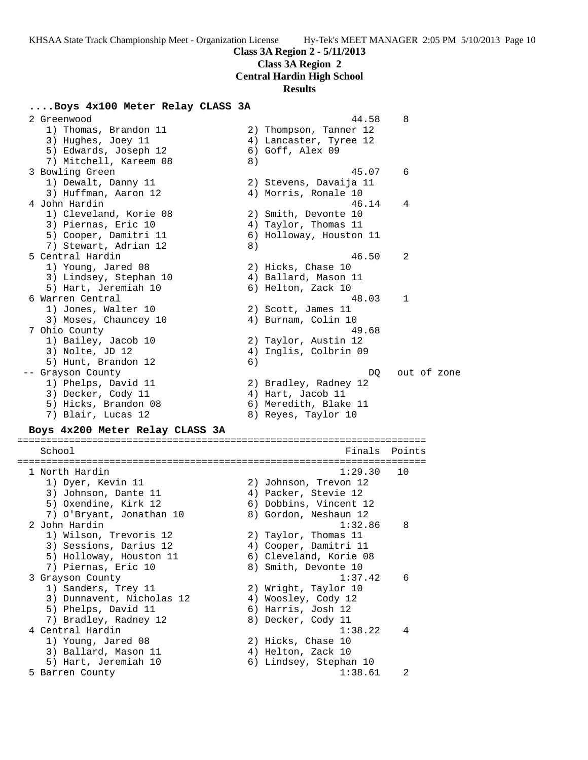**Class 3A Region 2 - 5/11/2013**
**Class 3A Region 2**
**Central Hardin High School**
**Results**

### ....Boys 4x100 Meter Relay CLASS 3A

```
  2 Greenwood                                            44.58    8
     1) Thomas, Brandon 11              2) Thompson, Tanner 12
     3) Hughes, Joey 11                 4) Lancaster, Tyree 12
     5) Edwards, Joseph 12              6) Goff, Alex 09
     7) Mitchell, Kareem 08             8)
  3 Bowling Green                                        45.07    6
     1) Dewalt, Danny 11                2) Stevens, Davaija 11
     3) Huffman, Aaron 12               4) Morris, Ronale 10
  4 John Hardin                                          46.14    4
     1) Cleveland, Korie 08             2) Smith, Devonte 10
     3) Piernas, Eric 10                4) Taylor, Thomas 11
     5) Cooper, Damitri 11              6) Holloway, Houston 11
     7) Stewart, Adrian 12              8)
  5 Central Hardin                                       46.50    2
     1) Young, Jared 08                 2) Hicks, Chase 10
     3) Lindsey, Stephan 10             4) Ballard, Mason 11
     5) Hart, Jeremiah 10               6) Helton, Zack 10
  6 Warren Central                                       48.03    1
     1) Jones, Walter 10                2) Scott, James 11
     3) Moses, Chauncey 10              4) Burnam, Colin 10
  7 Ohio County                                          49.68
     1) Bailey, Jacob 10                2) Taylor, Austin 12
     3) Nolte, JD 12                    4) Inglis, Colbrin 09
     5) Hunt, Brandon 12                6)
 -- Grayson County                                          DQ   out of zone
     1) Phelps, David 11                2) Bradley, Radney 12
     3) Decker, Cody 11                 4) Hart, Jacob 11
     5) Hicks, Brandon 08               6) Meredith, Blake 11
     7) Blair, Lucas 12                 8) Reyes, Taylor 10
```

### Boys 4x200 Meter Relay CLASS 3A

```
====================================================================
    School                                            Finals  Points
====================================================================
  1 North Hardin                                     1:29.30   10
     1) Dyer, Kevin 11                  2) Johnson, Trevon 12
     3) Johnson, Dante 11               4) Packer, Stevie 12
     5) Oxendine, Kirk 12               6) Dobbins, Vincent 12
     7) O'Bryant, Jonathan 10           8) Gordon, Neshaun 12
  2 John Hardin                                      1:32.86    8
     1) Wilson, Trevoris 12             2) Taylor, Thomas 11
     3) Sessions, Darius 12             4) Cooper, Damitri 11
     5) Holloway, Houston 11            6) Cleveland, Korie 08
     7) Piernas, Eric 10                8) Smith, Devonte 10
  3 Grayson County                                   1:37.42    6
     1) Sanders, Trey 11                2) Wright, Taylor 10
     3) Dunnavent, Nicholas 12          4) Woosley, Cody 12
     5) Phelps, David 11                6) Harris, Josh 12
     7) Bradley, Radney 12              8) Decker, Cody 11
  4 Central Hardin                                   1:38.22    4
     1) Young, Jared 08                 2) Hicks, Chase 10
     3) Ballard, Mason 11               4) Helton, Zack 10
     5) Hart, Jeremiah 10               6) Lindsey, Stephan 10
  5 Barren County                                    1:38.61    2
```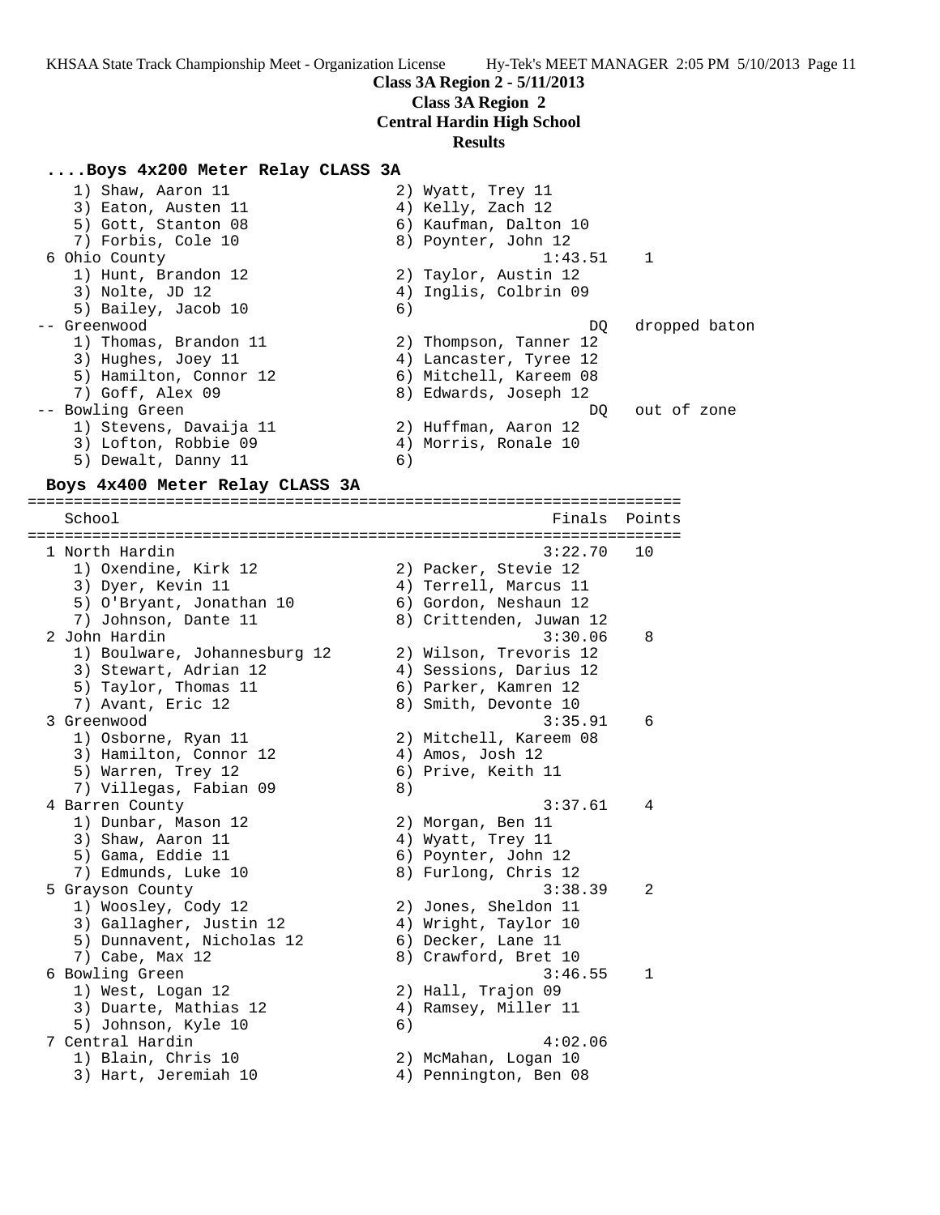**Class 3A Region 2 - 5/11/2013**

**Class 3A Region 2**

**Central Hardin High School**

**Results**

### ....Boys 4x200 Meter Relay CLASS 3A

```
    1) Shaw, Aaron 11                 2) Wyatt, Trey 11
    3) Eaton, Austen 11               4) Kelly, Zach 12
    5) Gott, Stanton 08               6) Kaufman, Dalton 10
    7) Forbis, Cole 10                8) Poynter, John 12
  6 Ohio County                                 1:43.51    1
    1) Hunt, Brandon 12               2) Taylor, Austin 12
    3) Nolte, JD 12                   4) Inglis, Colbrin 09
    5) Bailey, Jacob 10               6)
 -- Greenwood                                        DQ   dropped baton
    1) Thomas, Brandon 11             2) Thompson, Tanner 12
    3) Hughes, Joey 11                4) Lancaster, Tyree 12
    5) Hamilton, Connor 12            6) Mitchell, Kareem 08
    7) Goff, Alex 09                  8) Edwards, Joseph 12
 -- Bowling Green                                    DQ   out of zone
    1) Stevens, Davaija 11            2) Huffman, Aaron 12
    3) Lofton, Robbie 09              4) Morris, Ronale 10
    5) Dewalt, Danny 11               6)
```

### Boys 4x400 Meter Relay CLASS 3A

```
=======================================================================
    School                                       Finals  Points
=======================================================================
  1 North Hardin                                3:22.70   10
    1) Oxendine, Kirk 12              2) Packer, Stevie 12
    3) Dyer, Kevin 11                 4) Terrell, Marcus 11
    5) O'Bryant, Jonathan 10          6) Gordon, Neshaun 12
    7) Johnson, Dante 11              8) Crittenden, Juwan 12
  2 John Hardin                                 3:30.06    8
    1) Boulware, Johannesburg 12      2) Wilson, Trevoris 12
    3) Stewart, Adrian 12             4) Sessions, Darius 12
    5) Taylor, Thomas 11              6) Parker, Kamren 12
    7) Avant, Eric 12                 8) Smith, Devonte 10
  3 Greenwood                                   3:35.91    6
    1) Osborne, Ryan 11               2) Mitchell, Kareem 08
    3) Hamilton, Connor 12            4) Amos, Josh 12
    5) Warren, Trey 12                6) Prive, Keith 11
    7) Villegas, Fabian 09            8)
  4 Barren County                               3:37.61    4
    1) Dunbar, Mason 12               2) Morgan, Ben 11
    3) Shaw, Aaron 11                 4) Wyatt, Trey 11
    5) Gama, Eddie 11                 6) Poynter, John 12
    7) Edmunds, Luke 10               8) Furlong, Chris 12
  5 Grayson County                              3:38.39    2
    1) Woosley, Cody 12               2) Jones, Sheldon 11
    3) Gallagher, Justin 12           4) Wright, Taylor 10
    5) Dunnavent, Nicholas 12         6) Decker, Lane 11
    7) Cabe, Max 12                   8) Crawford, Bret 10
  6 Bowling Green                               3:46.55    1
    1) West, Logan 12                 2) Hall, Trajon 09
    3) Duarte, Mathias 12             4) Ramsey, Miller 11
    5) Johnson, Kyle 10               6)
  7 Central Hardin                              4:02.06
    1) Blain, Chris 10                2) McMahan, Logan 10
    3) Hart, Jeremiah 10              4) Pennington, Ben 08
```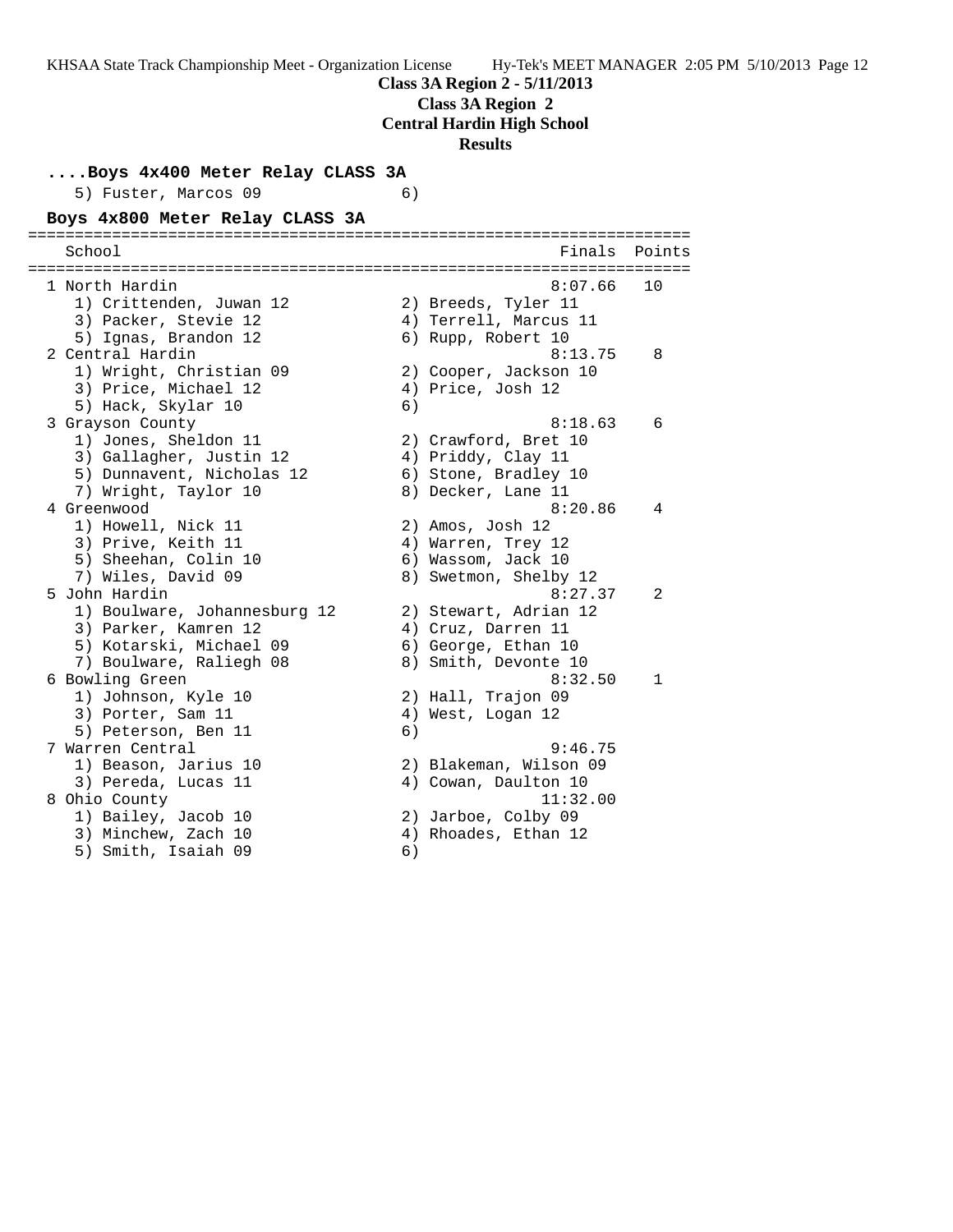**Class 3A Region 2 - 5/11/2013**

**Class 3A Region 2**

**Central Hardin High School**

**Results**

### ....Boys 4x400 Meter Relay CLASS 3A

5) Fuster, Marcos 09 6)

### Boys 4x800 Meter Relay CLASS 3A

| School | Finals | Points |
|---|---|---|
| 1 North Hardin | 8:07.66 | 10 |
| 1) Crittenden, Juwan 12; 2) Breeds, Tyler 11; 3) Packer, Stevie 12; 4) Terrell, Marcus 11; 5) Ignas, Brandon 12; 6) Rupp, Robert 10 | | |
| 2 Central Hardin | 8:13.75 | 8 |
| 1) Wright, Christian 09; 2) Cooper, Jackson 10; 3) Price, Michael 12; 4) Price, Josh 12; 5) Hack, Skylar 10; 6) | | |
| 3 Grayson County | 8:18.63 | 6 |
| 1) Jones, Sheldon 11; 2) Crawford, Bret 10; 3) Gallagher, Justin 12; 4) Priddy, Clay 11; 5) Dunnavent, Nicholas 12; 6) Stone, Bradley 10; 7) Wright, Taylor 10; 8) Decker, Lane 11 | | |
| 4 Greenwood | 8:20.86 | 4 |
| 1) Howell, Nick 11; 2) Amos, Josh 12; 3) Prive, Keith 11; 4) Warren, Trey 12; 5) Sheehan, Colin 10; 6) Wassom, Jack 10; 7) Wiles, David 09; 8) Swetmon, Shelby 12 | | |
| 5 John Hardin | 8:27.37 | 2 |
| 1) Boulware, Johannesburg 12; 2) Stewart, Adrian 12; 3) Parker, Kamren 12; 4) Cruz, Darren 11; 5) Kotarski, Michael 09; 6) George, Ethan 10; 7) Boulware, Raliegh 08; 8) Smith, Devonte 10 | | |
| 6 Bowling Green | 8:32.50 | 1 |
| 1) Johnson, Kyle 10; 2) Hall, Trajon 09; 3) Porter, Sam 11; 4) West, Logan 12; 5) Peterson, Ben 11; 6) | | |
| 7 Warren Central | 9:46.75 | |
| 1) Beason, Jarius 10; 2) Blakeman, Wilson 09; 3) Pereda, Lucas 11; 4) Cowan, Daulton 10 | | |
| 8 Ohio County | 11:32.00 | |
| 1) Bailey, Jacob 10; 2) Jarboe, Colby 09; 3) Minchew, Zach 10; 4) Rhoades, Ethan 12; 5) Smith, Isaiah 09; 6) | | |